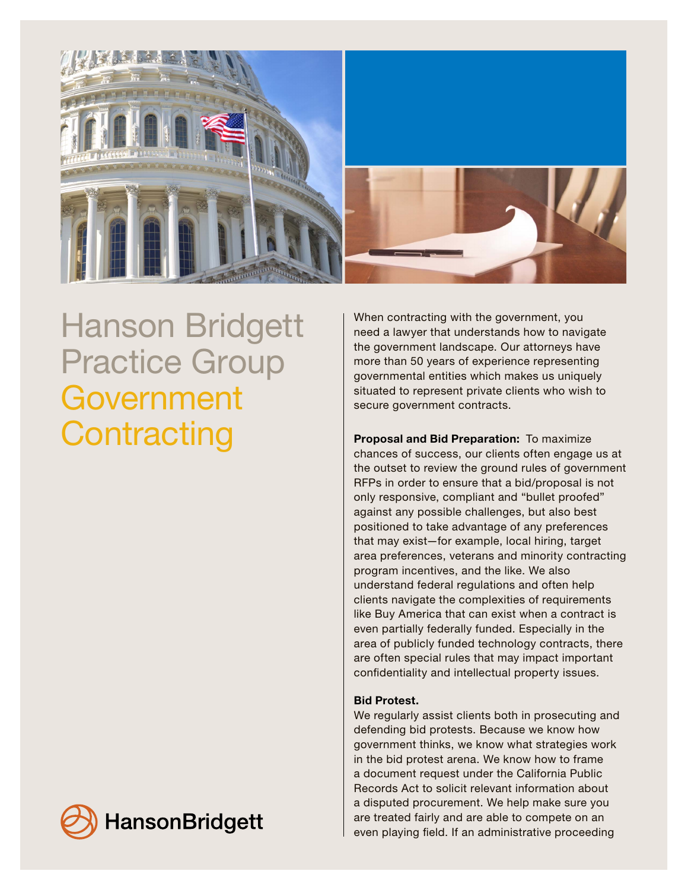# Hanson Bridgett Practice Group Government Contracting

When contracting with the government, you need a lawyer that understands how to navigate the government landscape. Our attorneys have more than 50 years of experience representing governmental entities which makes us uniquely situated to represent private clients who wish to secure government contracts.

**Proposal and Bid Preparation:** To maximize chances of success, our clients often engage us at the outset to review the ground rules of government RFPs in order to ensure that a bid/proposal is not only responsive, compliant and "bullet proofed" against any possible challenges, but also best positioned to take advantage of any preferences that may exist—for example, local hiring, target area preferences, veterans and minority contracting program incentives, and the like. We also understand federal regulations and often help clients navigate the complexities of requirements like Buy America that can exist when a contract is even partially federally funded. Especially in the area of publicly funded technology contracts, there are often special rules that may impact important confidentiality and intellectual property issues.

**Bid Protest.**

We regularly assist clients both in prosecuting and defending bid protests. Because we know how government thinks, we know what strategies work in the bid protest arena. We know how to frame a document request under the California Public Records Act to solicit relevant information about a disputed procurement. We help make sure you are treated fairly and are able to compete on an even playing field. If an administrative proceeding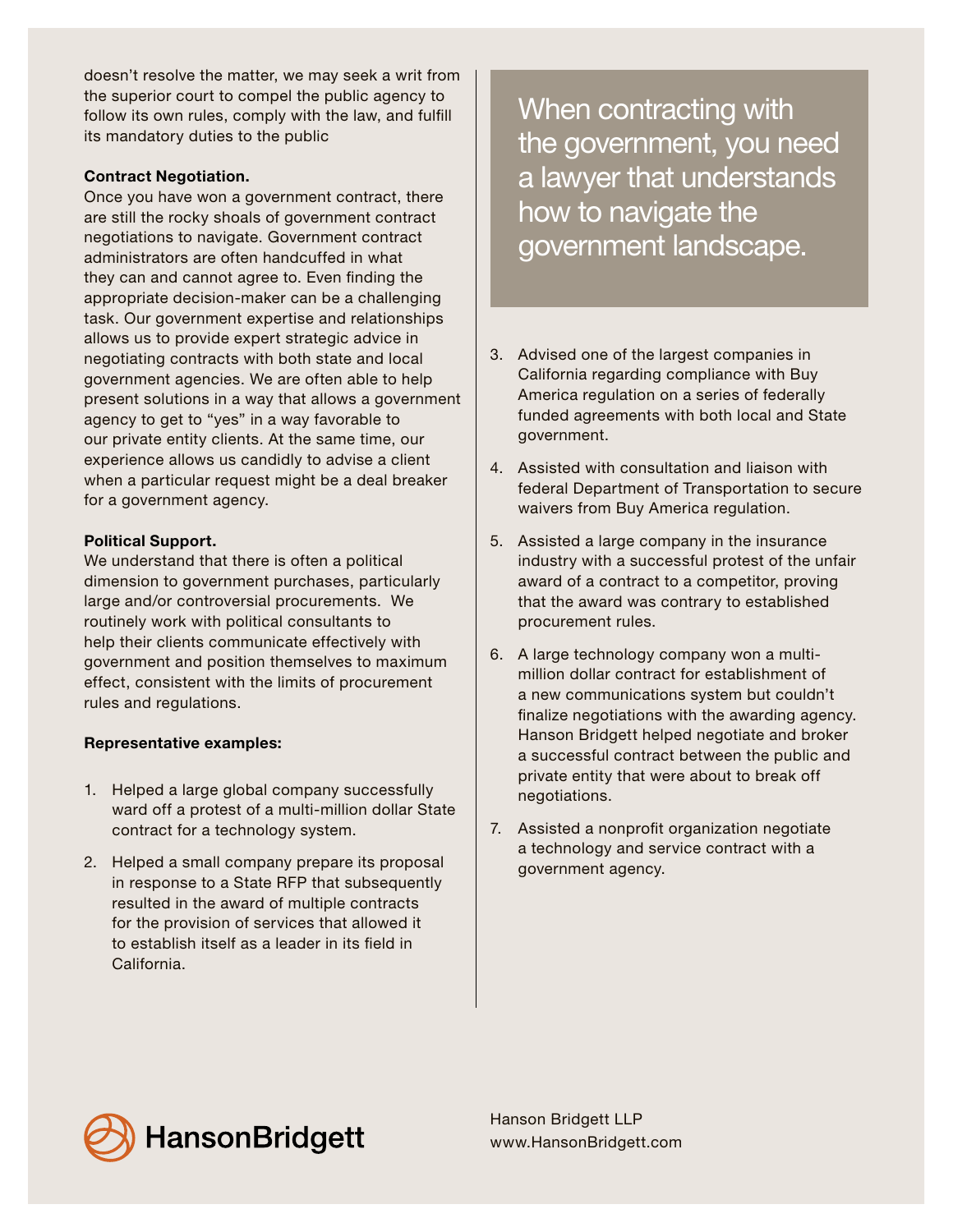doesn't resolve the matter, we may seek a writ from the superior court to compel the public agency to follow its own rules, comply with the law, and fulfill its mandatory duties to the public

**Contract Negotiation.**
Once you have won a government contract, there are still the rocky shoals of government contract negotiations to navigate. Government contract administrators are often handcuffed in what they can and cannot agree to. Even finding the appropriate decision-maker can be a challenging task. Our government expertise and relationships allows us to provide expert strategic advice in negotiating contracts with both state and local government agencies. We are often able to help present solutions in a way that allows a government agency to get to "yes" in a way favorable to our private entity clients. At the same time, our experience allows us candidly to advise a client when a particular request might be a deal breaker for a government agency.

**Political Support.**
We understand that there is often a political dimension to government purchases, particularly large and/or controversial procurements. We routinely work with political consultants to help their clients communicate effectively with government and position themselves to maximum effect, consistent with the limits of procurement rules and regulations.

**Representative examples:**

1. Helped a large global company successfully ward off a protest of a multi-million dollar State contract for a technology system.
2. Helped a small company prepare its proposal in response to a State RFP that subsequently resulted in the award of multiple contracts for the provision of services that allowed it to establish itself as a leader in its field in California.

When contracting with the government, you need a lawyer that understands how to navigate the government landscape.

3. Advised one of the largest companies in California regarding compliance with Buy America regulation on a series of federally funded agreements with both local and State government.
4. Assisted with consultation and liaison with federal Department of Transportation to secure waivers from Buy America regulation.
5. Assisted a large company in the insurance industry with a successful protest of the unfair award of a contract to a competitor, proving that the award was contrary to established procurement rules.
6. A large technology company won a multi-million dollar contract for establishment of a new communications system but couldn't finalize negotiations with the awarding agency. Hanson Bridgett helped negotiate and broker a successful contract between the public and private entity that were about to break off negotiations.
7. Assisted a nonprofit organization negotiate a technology and service contract with a government agency.

HansonBridgett

Hanson Bridgett LLP
www.HansonBridgett.com